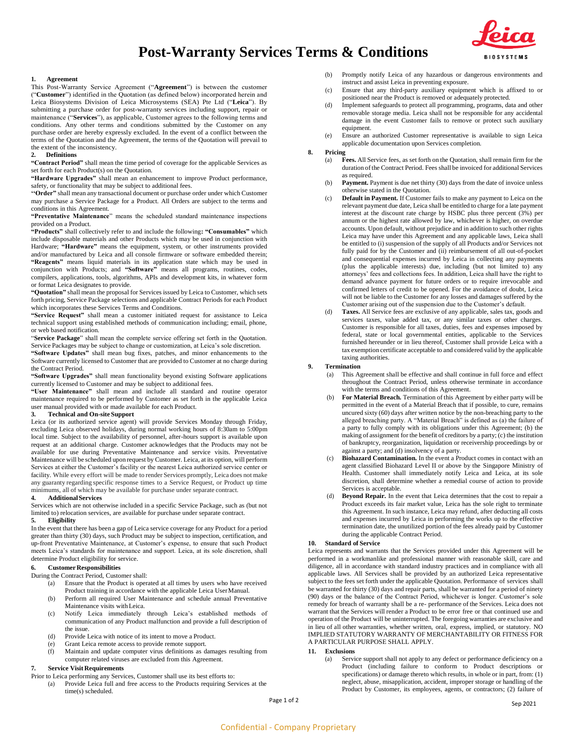# Post-Warranty Services Terms & Conditions

## 1. Agreement

This Post-Warranty Service Agreement ("**Agreement**") is between the customer ("**Customer**") identified in the Quotation (as defined below) incorporated herein and Leica Biosystems Division of Leica Microsystems (SEA) Pte Ltd ("**Leica**"). By submitting a purchase order for post-warranty services including support, repair or maintenance ("**Services**"), as applicable, Customer agrees to the following terms and conditions. Any other terms and conditions submitted by the Customer on any purchase order are hereby expressly excluded. In the event of a conflict between the terms of the Quotation and the Agreement, the terms of the Quotation will prevail to the extent of the inconsistency.

## 2. Definitions

**"Contract Period"** shall mean the time period of coverage for the applicable Services as set forth for each Product(s) on the Quotation.

**"Hardware Upgrades"** shall mean an enhancement to improve Product performance, safety, or functionality that may be subject to additional fees.

**"Order"** shall mean any transactional document or purchase order under which Customer may purchase a Service Package for a Product. All Orders are subject to the terms and conditions in this Agreement.

**"Preventative Maintenance"** means the scheduled standard maintenance inspections provided on a Product.

**"Products"** shall collectively refer to and include the following**: "Consumables"** which include disposable materials and other Products which may be used in conjunction with Hardware; **"Hardware"** means the equipment, system, or other instruments provided and/or manufactured by Leica and all console firmware or software embedded therein; **"Reagents"** means liquid materials in its application state which may be used in conjunction with Products; and **"Software"** means all programs, routines, codes, compilers, applications, tools, algorithms, APIs and development kits, in whatever form or format Leica designates to provide.

**"Quotation"** shall mean the proposal for Services issued by Leica to Customer, which sets forth pricing, Service Package selections and applicable Contract Periods for each Product which incorporates these Services Terms and Conditions.

**"Service Request"** shall mean a customer initiated request for assistance to Leica technical support using established methods of communication including; email, phone, or web based notification.

"**Service Package**" shall mean the complete service offering set forth in the Quotation. Service Packages may be subject to change or customization, at Leica's sole discretion.

**"Software Updates"** shall mean bug fixes, patches, and minor enhancements to the Software currently licensed to Customer that are provided to Customer at no charge during the Contract Period.

**"Software Upgrades"** shall mean functionality beyond existing Software applications currently licensed to Customer and may be subject to additional fees.

**"User Maintenance"** shall mean and include all standard and routine operator maintenance required to be performed by Customer as set forth in the applicable Leica user manual provided with or made available for each Product.

## 3. Technical and On-site Support

Leica (or its authorized service agent) will provide Services Monday through Friday, excluding Leica observed holidays, during normal working hours of 8:30am to 5:00pm local time. Subject to the availability of personnel, after-hours support is available upon request at an additional charge. Customer acknowledges that the Products may not be available for use during Preventative Maintenance and service visits. Preventative Maintenance will be scheduled upon request by Customer. Leica, at its option, will perform Services at either the Customer's facility or the nearest Leica authorized service center or facility. While every effort will be made to render Services promptly, Leica does not make any guaranty regarding specific response times to a Service Request, or Product up time minimums, all of which may be available for purchase under separate contract.

## 4. Additional Services

Services which are not otherwise included in a specific Service Package, such as (but not limited to) relocation services, are available for purchase under separate contract.

## 5. Eligibility

In the event that there has been a gap of Leica service coverage for any Product for a period greater than thirty (30) days, such Product may be subject to inspection, certification, and up-front Preventative Maintenance, at Customer's expense, to ensure that such Product meets Leica's standards for maintenance and support. Leica, at its sole discretion, shall determine Product eligibility for service.

## 6. Customer Responsibilities

During the Contract Period, Customer shall:

- (a) Ensure that the Product is operated at all times by users who have received Product training in accordance with the applicable Leica User Manual.
- (b) Perform all required User Maintenance and schedule annual Preventative Maintenance visits with Leica.
- (c) Notify Leica immediately through Leica's established methods of communication of any Product malfunction and provide a full description of the issue.
- (d) Provide Leica with notice of its intent to move a Product.
- (e) Grant Leica remote access to provide remote support.
- (f) Maintain and update computer virus definitions as damages resulting from computer related viruses are excluded from this Agreement.

## 7. Service Visit Requirements

Prior to Leica performing any Services, Customer shall use its best efforts to:

- (a) Provide Leica full and free access to the Products requiring Services at the time(s) scheduled.
- (b) Promptly notify Leica of any hazardous or dangerous environments and instruct and assist Leica in preventing exposure.
- (c) Ensure that any third-party auxiliary equipment which is affixed to or positioned near the Product is removed or adequately protected.
- (d) Implement safeguards to protect all programming, programs, data and other removable storage media. Leica shall not be responsible for any accidental damage in the event Customer fails to remove or protect such auxiliary equipment.
- (e) Ensure an authorized Customer representative is available to sign Leica applicable documentation upon Services completion.

## 8. Pricing

- (a) **Fees.** All Service fees, as set forth on the Quotation, shall remain firm for the duration of the Contract Period. Fees shall be invoiced for additional Services as required.
- (b) **Payment.** Payment is due net thirty (30) days from the date of invoice unless otherwise stated in the Quotation.
- (c) **Default in Payment.** If Customer fails to make any payment to Leica on the relevant payment due date, Leica shall be entitled to charge for a late payment interest at the discount rate charge by HSBC plus three percent (3%) per annum or the highest rate allowed by law, whichever is higher, on overdue accounts. Upon default, without prejudice and in addition to such other rights Leica may have under this Agreement and any applicable laws, Leica shall be entitled to (i) suspension of the supply of all Products and/or Services not fully paid for by the Customer and (ii) reimbursement of all out-of-pocket and consequential expenses incurred by Leica in collecting any payments (plus the applicable interests) due, including (but not limited to) any attorneys' fees and collections fees. In addition, Leica shall have the right to demand advance payment for future orders or to require irrevocable and confirmed letters of credit to be opened. For the avoidance of doubt, Leica will not be liable to the Customer for any losses and damages suffered by the Customer arising out of the suspension due to the Customer's default.
- (d) **Taxes.** All Service fees are exclusive of any applicable, sales tax, goods and services taxes, value added tax, or any similar taxes or other charges. Customer is responsible for all taxes, duties, fees and expenses imposed by federal, state or local governmental entities, applicable to the Services furnished hereunder or in lieu thereof, Customer shall provide Leica with a tax exemption certificate acceptable to and considered valid by the applicable taxing authorities.

## 9. Termination

- (a) This Agreement shall be effective and shall continue in full force and effect throughout the Contract Period, unless otherwise terminate in accordance with the terms and conditions of this Agreement.
- (b) **For Material Breach.** Termination of this Agreement by either party will be permitted in the event of a Material Breach that if possible, to cure, remains uncured sixty (60) days after written notice by the non-breaching party to the alleged breaching party. A "Material Breach" is defined as (a) the failure of a party to fully comply with its obligations under this Agreement; (b) the making of assignment for the benefit of creditors by a party; (c) the institution of bankruptcy, reorganization, liquidation or receivership proceedings by or against a party; and (d) insolvency of a party.
- (c) **Biohazard Contamination.** In the event a Product comes in contact with an agent classified Biohazard Level II or above by the Singapore Ministry of Health. Customer shall immediately notify Leica and Leica, at its sole discretion, shall determine whether a remedial course of action to provide Services is acceptable.
- (d) **Beyond Repair.** In the event that Leica determines that the cost to repair a Product exceeds its fair market value, Leica has the sole right to terminate this Agreement. In such instance, Leica may refund, after deducting all costs and expenses incurred by Leica in performing the works up to the effective termination date, the unutilized portion of the fees already paid by Customer during the applicable Contract Period.

## 10. Standard of Service

Leica represents and warrants that the Services provided under this Agreement will be performed in a workmanlike and professional manner with reasonable skill, care and diligence, all in accordance with standard industry practices and in compliance with all applicable laws. All Services shall be provided by an authorized Leica representative subject to the fees set forth under the applicable Quotation. Performance of services shall be warranted for thirty (30) days and repair parts, shall be warranted for a period of ninety (90) days or the balance of the Contract Period, whichever is longer. Customer's sole remedy for breach of warranty shall be a re- performance of the Services. Leica does not warrant that the Services will render a Product to be error free or that continued use and operation of the Product will be uninterrupted. The foregoing warranties are exclusive and in lieu of all other warranties, whether written, oral, express, implied, or statutory. NO IMPLIED STATUTORY WARRANTY OF MERCHANTABILITY OR FITNESS FOR A PARTICULAR PURPOSE SHALL APPLY.

## 11. Exclusions

- (a) Service support shall not apply to any defect or performance deficiency on a Product (including failure to conform to Product descriptions or specifications) or damage thereto which results, in whole or in part, from: (1) neglect, abuse, misapplication, accident, improper storage or handling of the Product by Customer, its employees, agents, or contractors; (2) failure of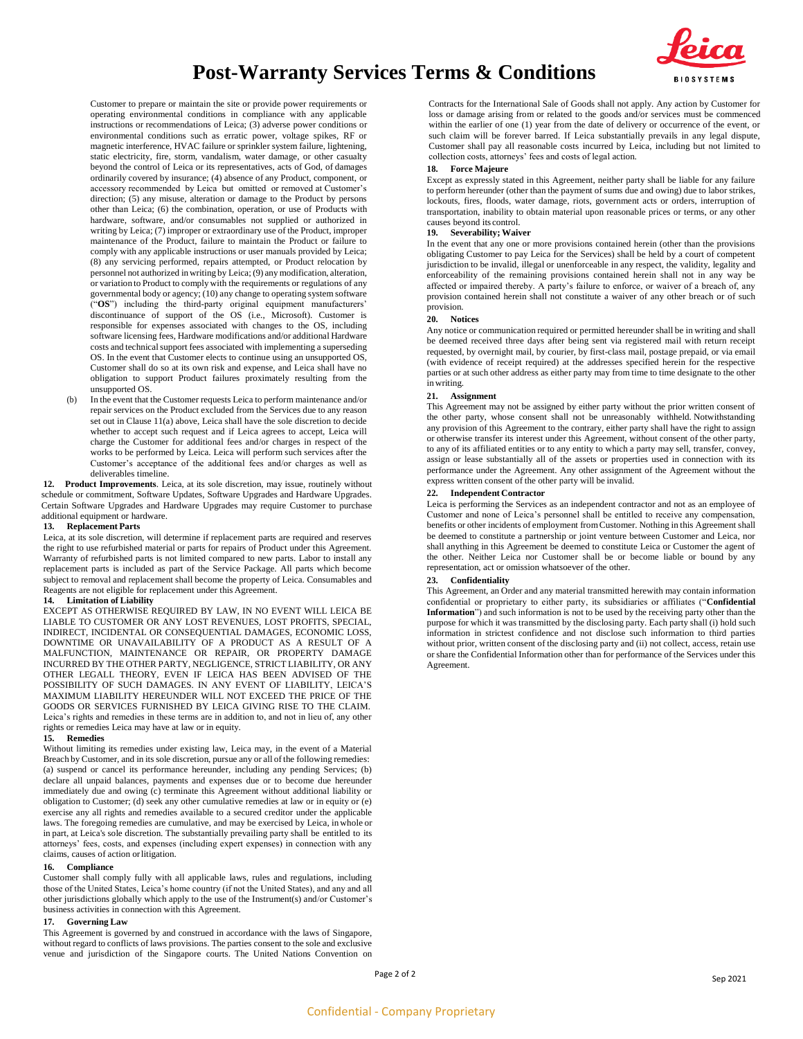# Post-Warranty Services Terms & Conditions

Customer to prepare or maintain the site or provide power requirements or operating environmental conditions in compliance with any applicable instructions or recommendations of Leica; (3) adverse power conditions or environmental conditions such as erratic power, voltage spikes, RF or magnetic interference, HVAC failure or sprinkler system failure, lightening, static electricity, fire, storm, vandalism, water damage, or other casualty beyond the control of Leica or its representatives, acts of God, of damages ordinarily covered by insurance; (4) absence of any Product, component, or accessory recommended by Leica but omitted or removed at Customer's direction; (5) any misuse, alteration or damage to the Product by persons other than Leica; (6) the combination, operation, or use of Products with hardware, software, and/or consumables not supplied or authorized in writing by Leica; (7) improper or extraordinary use of the Product, improper maintenance of the Product, failure to maintain the Product or failure to comply with any applicable instructions or user manuals provided by Leica; (8) any servicing performed, repairs attempted, or Product relocation by personnel not authorized in writing by Leica; (9) any modification, alteration, or variation to Product to comply with the requirements or regulations of any governmental body or agency; (10) any change to operating system software ("**OS**") including the third-party original equipment manufacturers' discontinuance of support of the OS (i.e., Microsoft). Customer is responsible for expenses associated with changes to the OS, including software licensing fees, Hardware modifications and/or additional Hardware costs and technical support fees associated with implementing a superseding OS. In the event that Customer elects to continue using an unsupported OS, Customer shall do so at its own risk and expense, and Leica shall have no obligation to support Product failures proximately resulting from the unsupported OS.

(b) In the event that the Customer requests Leica to perform maintenance and/or repair services on the Product excluded from the Services due to any reason set out in Clause 11(a) above, Leica shall have the sole discretion to decide whether to accept such request and if Leica agrees to accept, Leica will charge the Customer for additional fees and/or charges in respect of the works to be performed by Leica. Leica will perform such services after the Customer's acceptance of the additional fees and/or charges as well as deliverables timeline.

**12. Product Improvements**. Leica, at its sole discretion, may issue, routinely without schedule or commitment, Software Updates, Software Upgrades and Hardware Upgrades. Certain Software Upgrades and Hardware Upgrades may require Customer to purchase additional equipment or hardware.

**13. Replacement Parts**

Leica, at its sole discretion, will determine if replacement parts are required and reserves the right to use refurbished material or parts for repairs of Product under this Agreement. Warranty of refurbished parts is not limited compared to new parts. Labor to install any replacement parts is included as part of the Service Package. All parts which become subject to removal and replacement shall become the property of Leica. Consumables and Reagents are not eligible for replacement under this Agreement.

**14. Limitation of Liability**

EXCEPT AS OTHERWISE REQUIRED BY LAW, IN NO EVENT WILL LEICA BE LIABLE TO CUSTOMER OR ANY LOST REVENUES, LOST PROFITS, SPECIAL, INDIRECT, INCIDENTAL OR CONSEQUENTIAL DAMAGES, ECONOMIC LOSS, DOWNTIME OR UNAVAILABILITY OF A PRODUCT AS A RESULT OF A MALFUNCTION, MAINTENANCE OR REPAIR, OR PROPERTY DAMAGE INCURRED BY THE OTHER PARTY, NEGLIGENCE, STRICT LIABILITY, OR ANY OTHER LEGALL THEORY, EVEN IF LEICA HAS BEEN ADVISED OF THE POSSIBILITY OF SUCH DAMAGES. IN ANY EVENT OF LIABILITY, LEICA'S MAXIMUM LIABILITY HEREUNDER WILL NOT EXCEED THE PRICE OF THE GOODS OR SERVICES FURNISHED BY LEICA GIVING RISE TO THE CLAIM. Leica's rights and remedies in these terms are in addition to, and not in lieu of, any other rights or remedies Leica may have at law or in equity.

**15. Remedies**

Without limiting its remedies under existing law, Leica may, in the event of a Material Breach by Customer, and in its sole discretion, pursue any or all of the following remedies: (a) suspend or cancel its performance hereunder, including any pending Services; (b) declare all unpaid balances, payments and expenses due or to become due hereunder immediately due and owing (c) terminate this Agreement without additional liability or obligation to Customer; (d) seek any other cumulative remedies at law or in equity or (e) exercise any all rights and remedies available to a secured creditor under the applicable laws. The foregoing remedies are cumulative, and may be exercised by Leica, in whole or in part, at Leica's sole discretion. The substantially prevailing party shall be entitled to its attorneys' fees, costs, and expenses (including expert expenses) in connection with any claims, causes of action or litigation.

**16. Compliance**

Customer shall comply fully with all applicable laws, rules and regulations, including those of the United States, Leica's home country (if not the United States), and any and all other jurisdictions globally which apply to the use of the Instrument(s) and/or Customer's business activities in connection with this Agreement.

**17. Governing Law**

This Agreement is governed by and construed in accordance with the laws of Singapore, without regard to conflicts of laws provisions. The parties consent to the sole and exclusive venue and jurisdiction of the Singapore courts. The United Nations Convention on Contracts for the International Sale of Goods shall not apply. Any action by Customer for loss or damage arising from or related to the goods and/or services must be commenced within the earlier of one (1) year from the date of delivery or occurrence of the event, or such claim will be forever barred. If Leica substantially prevails in any legal dispute, Customer shall pay all reasonable costs incurred by Leica, including but not limited to collection costs, attorneys' fees and costs of legal action.

**18. Force Majeure**

Except as expressly stated in this Agreement, neither party shall be liable for any failure to perform hereunder (other than the payment of sums due and owing) due to labor strikes, lockouts, fires, floods, water damage, riots, government acts or orders, interruption of transportation, inability to obtain material upon reasonable prices or terms, or any other causes beyond its control.

**19. Severability; Waiver**

In the event that any one or more provisions contained herein (other than the provisions obligating Customer to pay Leica for the Services) shall be held by a court of competent jurisdiction to be invalid, illegal or unenforceable in any respect, the validity, legality and enforceability of the remaining provisions contained herein shall not in any way be affected or impaired thereby. A party's failure to enforce, or waiver of a breach of, any provision contained herein shall not constitute a waiver of any other breach or of such provision.

**20. Notices**

Any notice or communication required or permitted hereunder shall be in writing and shall be deemed received three days after being sent via registered mail with return receipt requested, by overnight mail, by courier, by first-class mail, postage prepaid, or via email (with evidence of receipt required) at the addresses specified herein for the respective parties or at such other address as either party may from time to time designate to the other in writing.

**21. Assignment**

This Agreement may not be assigned by either party without the prior written consent of the other party, whose consent shall not be unreasonably withheld. Notwithstanding any provision of this Agreement to the contrary, either party shall have the right to assign or otherwise transfer its interest under this Agreement, without consent of the other party, to any of its affiliated entities or to any entity to which a party may sell, transfer, convey, assign or lease substantially all of the assets or properties used in connection with its performance under the Agreement. Any other assignment of the Agreement without the express written consent of the other party will be invalid.

**22. Independent Contractor**

Leica is performing the Services as an independent contractor and not as an employee of Customer and none of Leica's personnel shall be entitled to receive any compensation, benefits or other incidents of employment from Customer. Nothing in this Agreement shall be deemed to constitute a partnership or joint venture between Customer and Leica, nor shall anything in this Agreement be deemed to constitute Leica or Customer the agent of the other. Neither Leica nor Customer shall be or become liable or bound by any representation, act or omission whatsoever of the other.

**23. Confidentiality**

This Agreement, an Order and any material transmitted herewith may contain information confidential or proprietary to either party, its subsidiaries or affiliates ("**Confidential Information**") and such information is not to be used by the receiving party other than the purpose for which it was transmitted by the disclosing party. Each party shall (i) hold such information in strictest confidence and not disclose such information to third parties without prior, written consent of the disclosing party and (ii) not collect, access, retain use or share the Confidential Information other than for performance of the Services under this Agreement.

Sep 2021

Confidential - Company Proprietary